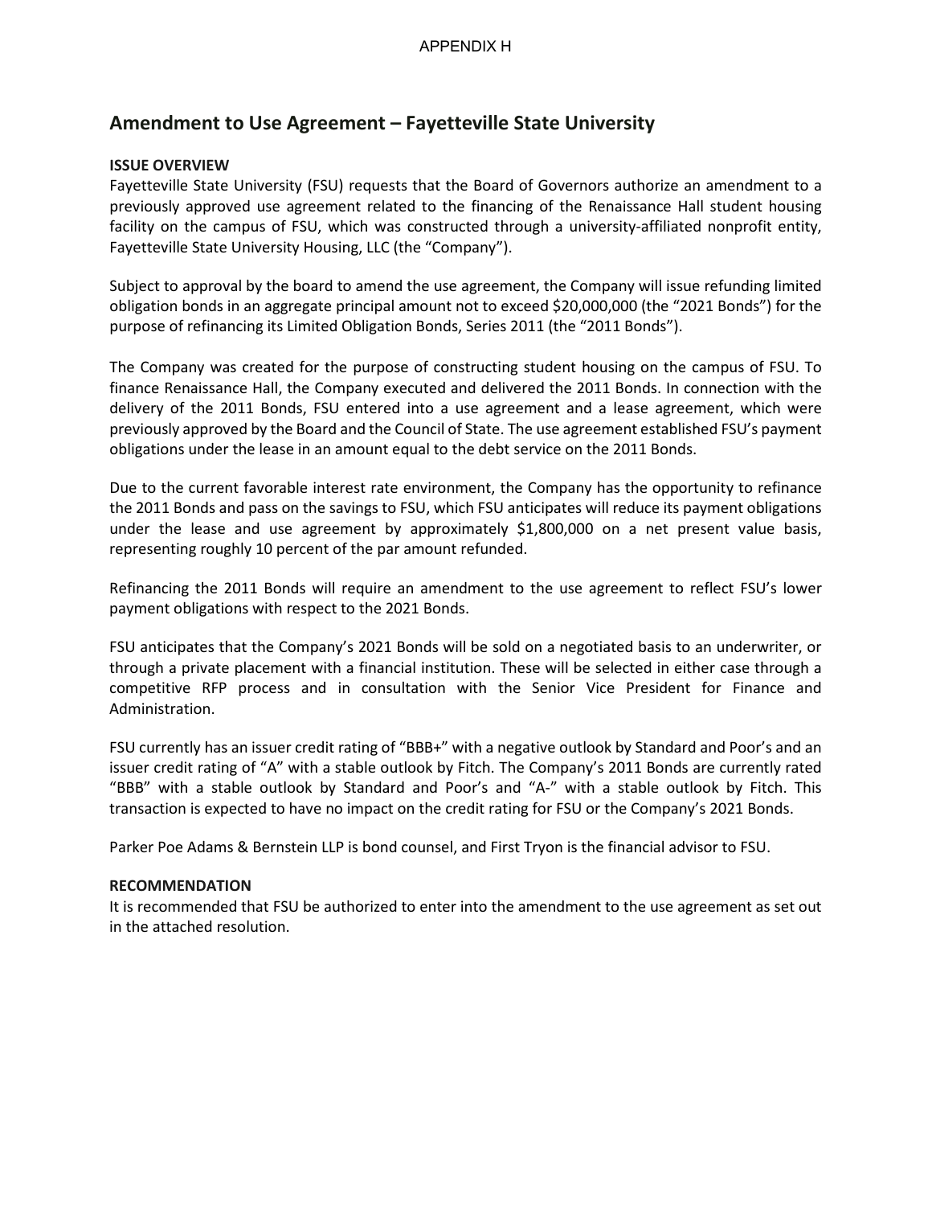APPENDIX H

## Amendment to Use Agreement – Fayetteville State University

**ISSUE OVERVIEW**

Fayetteville State University (FSU) requests that the Board of Governors authorize an amendment to a previously approved use agreement related to the financing of the Renaissance Hall student housing facility on the campus of FSU, which was constructed through a university-affiliated nonprofit entity, Fayetteville State University Housing, LLC (the "Company").

Subject to approval by the board to amend the use agreement, the Company will issue refunding limited obligation bonds in an aggregate principal amount not to exceed $20,000,000 (the "2021 Bonds") for the purpose of refinancing its Limited Obligation Bonds, Series 2011 (the "2011 Bonds").

The Company was created for the purpose of constructing student housing on the campus of FSU. To finance Renaissance Hall, the Company executed and delivered the 2011 Bonds. In connection with the delivery of the 2011 Bonds, FSU entered into a use agreement and a lease agreement, which were previously approved by the Board and the Council of State. The use agreement established FSU's payment obligations under the lease in an amount equal to the debt service on the 2011 Bonds.

Due to the current favorable interest rate environment, the Company has the opportunity to refinance the 2011 Bonds and pass on the savings to FSU, which FSU anticipates will reduce its payment obligations under the lease and use agreement by approximately $1,800,000 on a net present value basis, representing roughly 10 percent of the par amount refunded.

Refinancing the 2011 Bonds will require an amendment to the use agreement to reflect FSU's lower payment obligations with respect to the 2021 Bonds.

FSU anticipates that the Company's 2021 Bonds will be sold on a negotiated basis to an underwriter, or through a private placement with a financial institution. These will be selected in either case through a competitive RFP process and in consultation with the Senior Vice President for Finance and Administration.

FSU currently has an issuer credit rating of "BBB+" with a negative outlook by Standard and Poor's and an issuer credit rating of "A" with a stable outlook by Fitch. The Company's 2011 Bonds are currently rated "BBB" with a stable outlook by Standard and Poor's and "A-" with a stable outlook by Fitch. This transaction is expected to have no impact on the credit rating for FSU or the Company's 2021 Bonds.

Parker Poe Adams & Bernstein LLP is bond counsel, and First Tryon is the financial advisor to FSU.

**RECOMMENDATION**

It is recommended that FSU be authorized to enter into the amendment to the use agreement as set out in the attached resolution.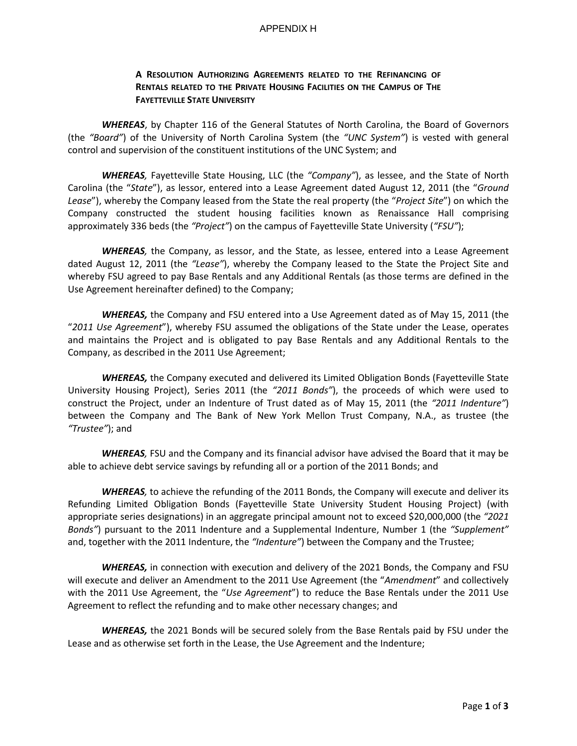APPENDIX H

**A RESOLUTION AUTHORIZING AGREEMENTS RELATED TO THE REFINANCING OF RENTALS RELATED TO THE PRIVATE HOUSING FACILITIES ON THE CAMPUS OF THE FAYETTEVILLE STATE UNIVERSITY**

***WHEREAS***, by Chapter 116 of the General Statutes of North Carolina, the Board of Governors (the *"Board"*) of the University of North Carolina System (the *"UNC System"*) is vested with general control and supervision of the constituent institutions of the UNC System; and

***WHEREAS,*** Fayetteville State Housing, LLC (the *"Company"*), as lessee, and the State of North Carolina (the "*State*"), as lessor, entered into a Lease Agreement dated August 12, 2011 (the "*Ground Lease*"), whereby the Company leased from the State the real property (the "*Project Site*") on which the Company constructed the student housing facilities known as Renaissance Hall comprising approximately 336 beds (the *"Project"*) on the campus of Fayetteville State University (*"FSU"*);

***WHEREAS,*** the Company, as lessor, and the State, as lessee, entered into a Lease Agreement dated August 12, 2011 (the *"Lease"*), whereby the Company leased to the State the Project Site and whereby FSU agreed to pay Base Rentals and any Additional Rentals (as those terms are defined in the Use Agreement hereinafter defined) to the Company;

***WHEREAS,*** the Company and FSU entered into a Use Agreement dated as of May 15, 2011 (the "*2011 Use Agreement*"), whereby FSU assumed the obligations of the State under the Lease, operates and maintains the Project and is obligated to pay Base Rentals and any Additional Rentals to the Company, as described in the 2011 Use Agreement;

***WHEREAS,*** the Company executed and delivered its Limited Obligation Bonds (Fayetteville State University Housing Project), Series 2011 (the *"2011 Bonds"*), the proceeds of which were used to construct the Project, under an Indenture of Trust dated as of May 15, 2011 (the *"2011 Indenture"*) between the Company and The Bank of New York Mellon Trust Company, N.A., as trustee (the *"Trustee"*); and

***WHEREAS,*** FSU and the Company and its financial advisor have advised the Board that it may be able to achieve debt service savings by refunding all or a portion of the 2011 Bonds; and

***WHEREAS,*** to achieve the refunding of the 2011 Bonds, the Company will execute and deliver its Refunding Limited Obligation Bonds (Fayetteville State University Student Housing Project) (with appropriate series designations) in an aggregate principal amount not to exceed $20,000,000 (the *"2021 Bonds"*) pursuant to the 2011 Indenture and a Supplemental Indenture, Number 1 (the *"Supplement"* and, together with the 2011 Indenture, the *"Indenture"*) between the Company and the Trustee;

***WHEREAS,*** in connection with execution and delivery of the 2021 Bonds, the Company and FSU will execute and deliver an Amendment to the 2011 Use Agreement (the "*Amendment*" and collectively with the 2011 Use Agreement, the "*Use Agreement*") to reduce the Base Rentals under the 2011 Use Agreement to reflect the refunding and to make other necessary changes; and

***WHEREAS,*** the 2021 Bonds will be secured solely from the Base Rentals paid by FSU under the Lease and as otherwise set forth in the Lease, the Use Agreement and the Indenture;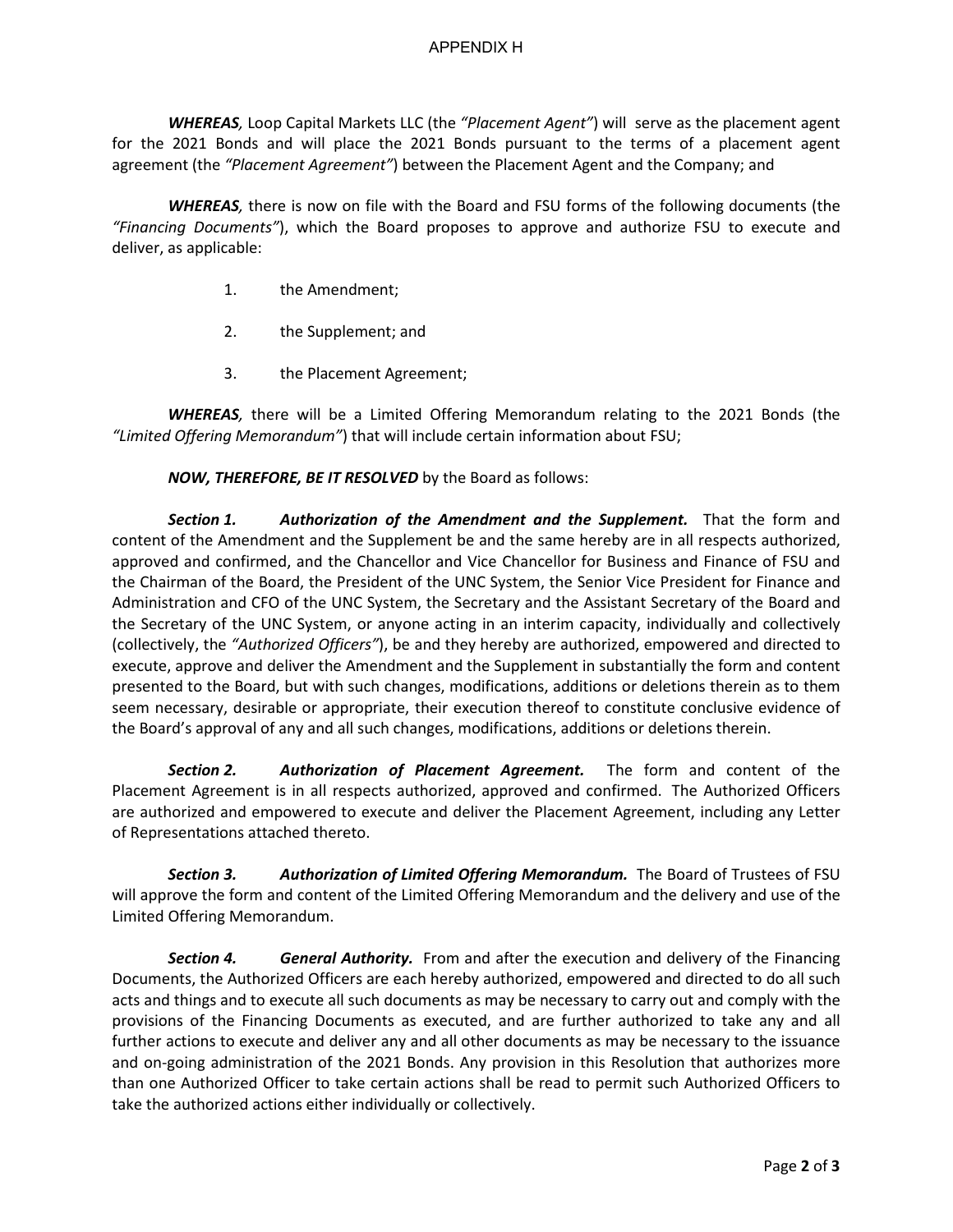***WHEREAS,*** Loop Capital Markets LLC (the *"Placement Agent"*) will serve as the placement agent for the 2021 Bonds and will place the 2021 Bonds pursuant to the terms of a placement agent agreement (the *"Placement Agreement"*) between the Placement Agent and the Company; and

***WHEREAS,*** there is now on file with the Board and FSU forms of the following documents (the *"Financing Documents"*), which the Board proposes to approve and authorize FSU to execute and deliver, as applicable:

1. the Amendment;
2. the Supplement; and
3. the Placement Agreement;

***WHEREAS,*** there will be a Limited Offering Memorandum relating to the 2021 Bonds (the *"Limited Offering Memorandum"*) that will include certain information about FSU;

***NOW, THEREFORE, BE IT RESOLVED*** by the Board as follows:

***Section 1. Authorization of the Amendment and the Supplement.*** That the form and content of the Amendment and the Supplement be and the same hereby are in all respects authorized, approved and confirmed, and the Chancellor and Vice Chancellor for Business and Finance of FSU and the Chairman of the Board, the President of the UNC System, the Senior Vice President for Finance and Administration and CFO of the UNC System, the Secretary and the Assistant Secretary of the Board and the Secretary of the UNC System, or anyone acting in an interim capacity, individually and collectively (collectively, the *"Authorized Officers"*), be and they hereby are authorized, empowered and directed to execute, approve and deliver the Amendment and the Supplement in substantially the form and content presented to the Board, but with such changes, modifications, additions or deletions therein as to them seem necessary, desirable or appropriate, their execution thereof to constitute conclusive evidence of the Board's approval of any and all such changes, modifications, additions or deletions therein.

***Section 2. Authorization of Placement Agreement.*** The form and content of the Placement Agreement is in all respects authorized, approved and confirmed. The Authorized Officers are authorized and empowered to execute and deliver the Placement Agreement, including any Letter of Representations attached thereto.

***Section 3. Authorization of Limited Offering Memorandum.*** The Board of Trustees of FSU will approve the form and content of the Limited Offering Memorandum and the delivery and use of the Limited Offering Memorandum.

***Section 4. General Authority.*** From and after the execution and delivery of the Financing Documents, the Authorized Officers are each hereby authorized, empowered and directed to do all such acts and things and to execute all such documents as may be necessary to carry out and comply with the provisions of the Financing Documents as executed, and are further authorized to take any and all further actions to execute and deliver any and all other documents as may be necessary to the issuance and on-going administration of the 2021 Bonds. Any provision in this Resolution that authorizes more than one Authorized Officer to take certain actions shall be read to permit such Authorized Officers to take the authorized actions either individually or collectively.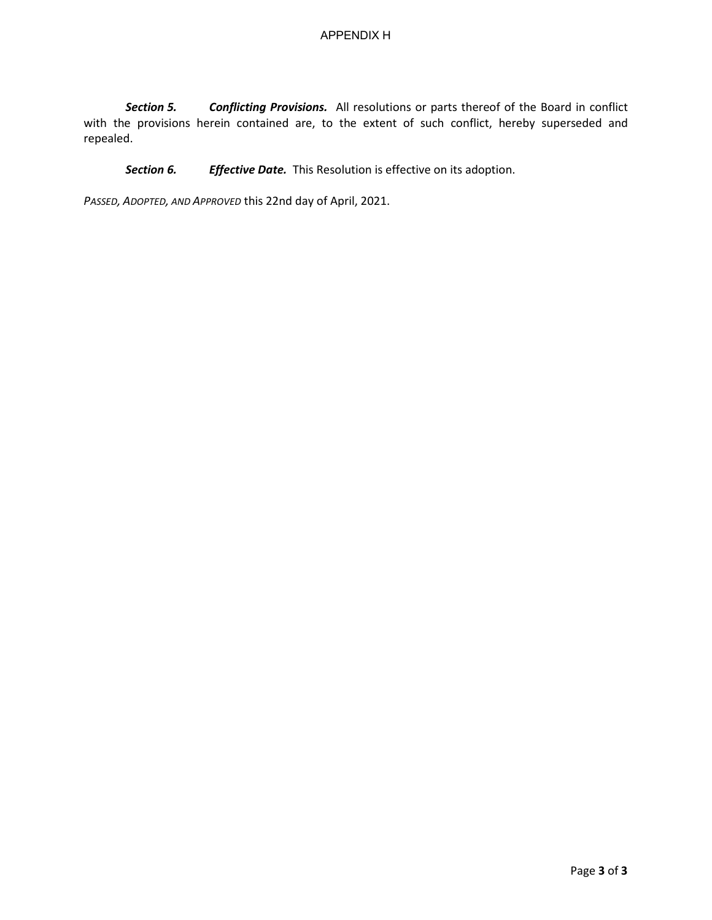***Section 5. Conflicting Provisions.*** All resolutions or parts thereof of the Board in conflict with the provisions herein contained are, to the extent of such conflict, hereby superseded and repealed.

***Section 6. Effective Date.*** This Resolution is effective on its adoption.

*PASSED, ADOPTED, AND APPROVED* this 22nd day of April, 2021.